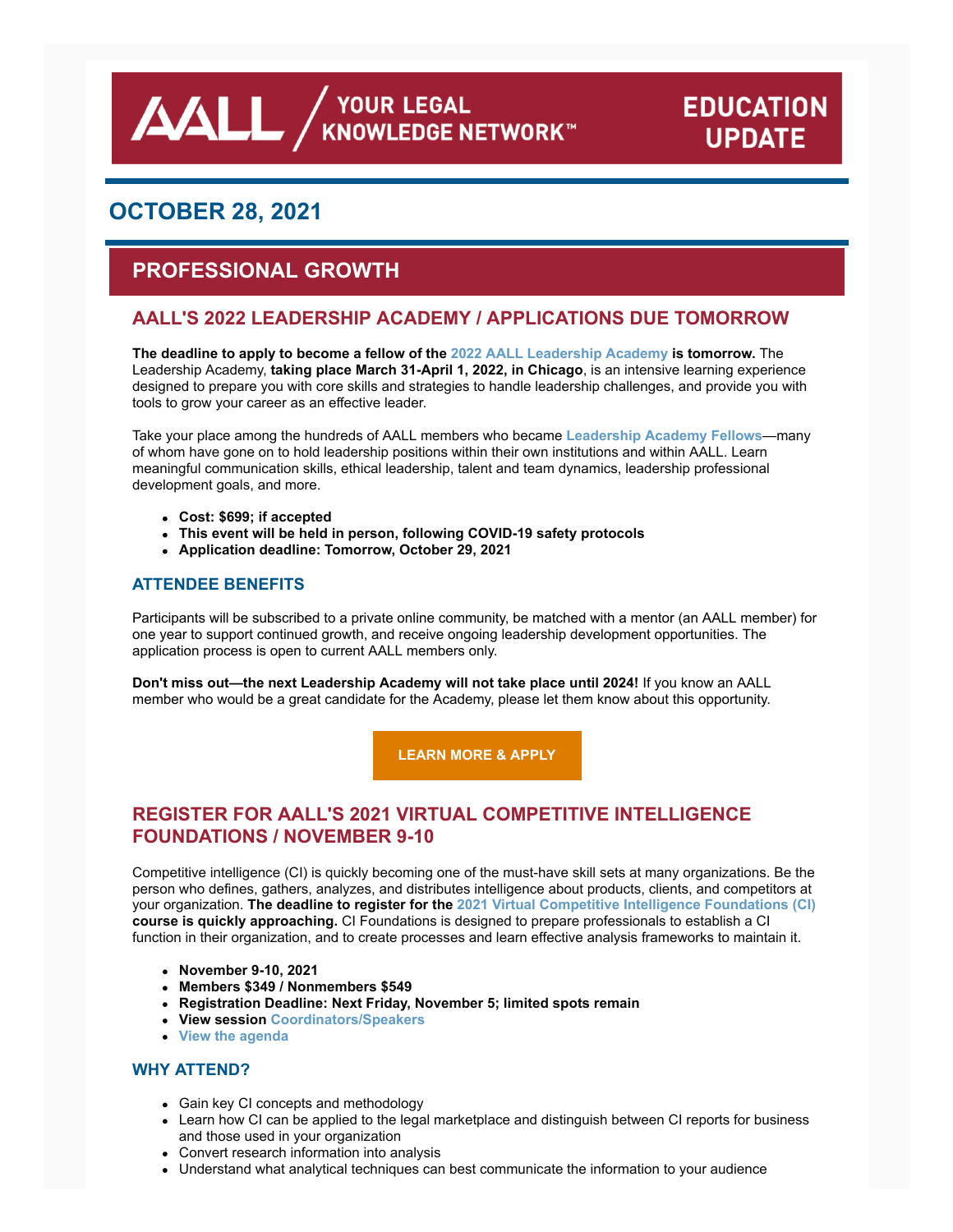AALL / YOUR LEGAL KNOWLEDGE NETWORK™ EDUCATION UPDATE

# OCTOBER 28, 2021

## PROFESSIONAL GROWTH

### AALL'S 2022 LEADERSHIP ACADEMY / APPLICATIONS DUE TOMORROW

**The deadline to apply to become a fellow of the 2022 AALL Leadership Academy is tomorrow.** The Leadership Academy, **taking place March 31-April 1, 2022, in Chicago**, is an intensive learning experience designed to prepare you with core skills and strategies to handle leadership challenges, and provide you with tools to grow your career as an effective leader.

Take your place among the hundreds of AALL members who became **Leadership Academy Fellows**—many of whom have gone on to hold leadership positions within their own institutions and within AALL. Learn meaningful communication skills, ethical leadership, talent and team dynamics, leadership professional development goals, and more.

- **Cost: $699; if accepted**
- **This event will be held in person, following COVID-19 safety protocols**
- **Application deadline: Tomorrow, October 29, 2021**

#### ATTENDEE BENEFITS

Participants will be subscribed to a private online community, be matched with a mentor (an AALL member) for one year to support continued growth, and receive ongoing leadership development opportunities. The application process is open to current AALL members only.

**Don't miss out—the next Leadership Academy will not take place until 2024!** If you know an AALL member who would be a great candidate for the Academy, please let them know about this opportunity.

LEARN MORE & APPLY

### REGISTER FOR AALL'S 2021 VIRTUAL COMPETITIVE INTELLIGENCE FOUNDATIONS / NOVEMBER 9-10

Competitive intelligence (CI) is quickly becoming one of the must-have skill sets at many organizations. Be the person who defines, gathers, analyzes, and distributes intelligence about products, clients, and competitors at your organization. **The deadline to register for the 2021 Virtual Competitive Intelligence Foundations (CI) course is quickly approaching.** CI Foundations is designed to prepare professionals to establish a CI function in their organization, and to create processes and learn effective analysis frameworks to maintain it.

- **November 9-10, 2021**
- **Members $349 / Nonmembers $549**
- **Registration Deadline: Next Friday, November 5; limited spots remain**
- **View session Coordinators/Speakers**
- **View the agenda**

#### WHY ATTEND?

- Gain key CI concepts and methodology
- Learn how CI can be applied to the legal marketplace and distinguish between CI reports for business and those used in your organization
- Convert research information into analysis
- Understand what analytical techniques can best communicate the information to your audience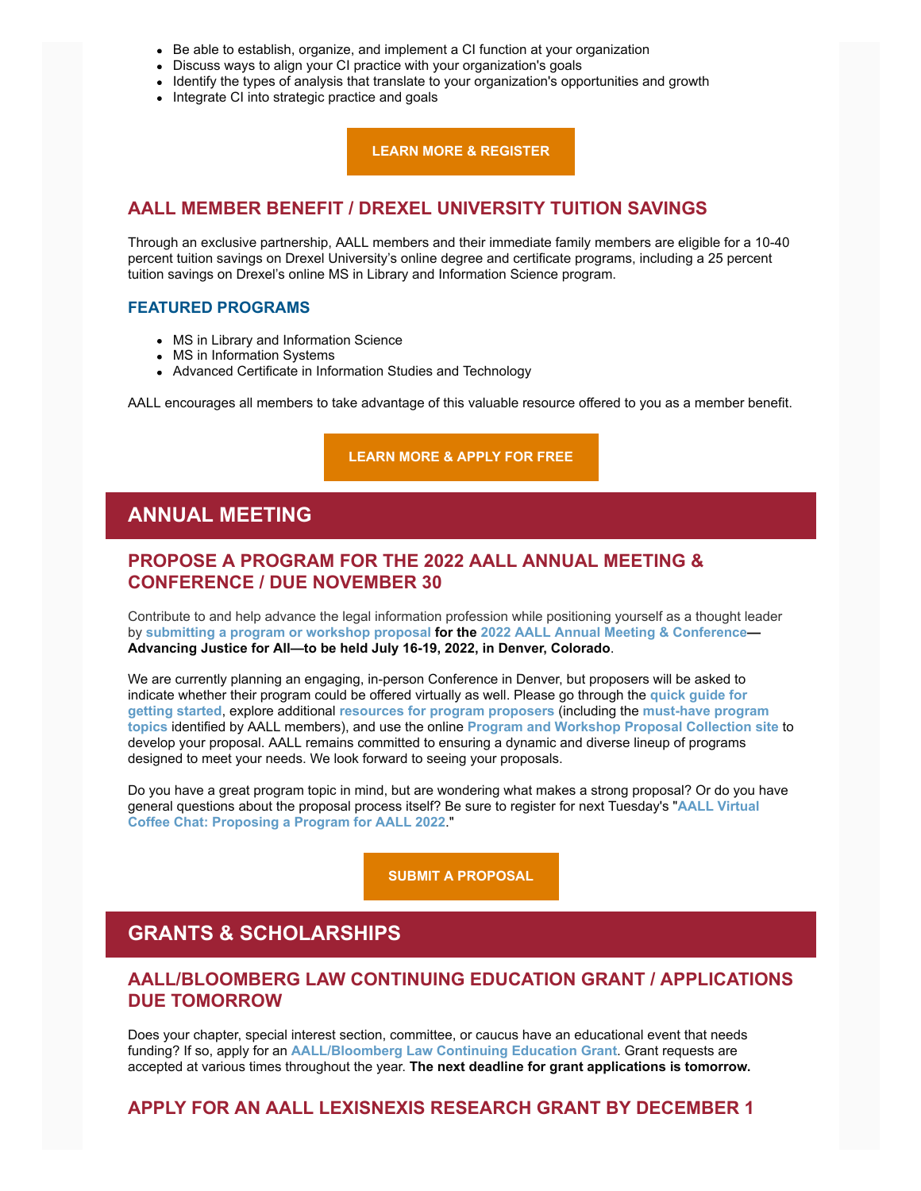- Be able to establish, organize, and implement a CI function at your organization
- Discuss ways to align your CI practice with your organization's goals
- Identify the types of analysis that translate to your organization's opportunities and growth
- Integrate CI into strategic practice and goals

**LEARN MORE & REGISTER**

### AALL MEMBER BENEFIT / DREXEL UNIVERSITY TUITION SAVINGS

Through an exclusive partnership, AALL members and their immediate family members are eligible for a 10-40 percent tuition savings on Drexel University's online degree and certificate programs, including a 25 percent tuition savings on Drexel's online MS in Library and Information Science program.

#### FEATURED PROGRAMS

- MS in Library and Information Science
- MS in Information Systems
- Advanced Certificate in Information Studies and Technology

AALL encourages all members to take advantage of this valuable resource offered to you as a member benefit.

**LEARN MORE & APPLY FOR FREE**

## ANNUAL MEETING

### PROPOSE A PROGRAM FOR THE 2022 AALL ANNUAL MEETING & CONFERENCE / DUE NOVEMBER 30

Contribute to and help advance the legal information profession while positioning yourself as a thought leader by **submitting a program or workshop proposal** **for the** **2022 AALL Annual Meeting & Conference**—**Advancing Justice for All—to be held July 16-19, 2022, in Denver, Colorado**.

We are currently planning an engaging, in-person Conference in Denver, but proposers will be asked to indicate whether their program could be offered virtually as well. Please go through the **quick guide for getting started**, explore additional **resources for program proposers** (including the **must-have program topics** identified by AALL members), and use the online **Program and Workshop Proposal Collection site** to develop your proposal. AALL remains committed to ensuring a dynamic and diverse lineup of programs designed to meet your needs. We look forward to seeing your proposals.

Do you have a great program topic in mind, but are wondering what makes a strong proposal? Or do you have general questions about the proposal process itself? Be sure to register for next Tuesday's "**AALL Virtual Coffee Chat: Proposing a Program for AALL 2022**."

**SUBMIT A PROPOSAL**

## GRANTS & SCHOLARSHIPS

### AALL/BLOOMBERG LAW CONTINUING EDUCATION GRANT / APPLICATIONS DUE TOMORROW

Does your chapter, special interest section, committee, or caucus have an educational event that needs funding? If so, apply for an **AALL/Bloomberg Law Continuing Education Grant**. Grant requests are accepted at various times throughout the year. **The next deadline for grant applications is tomorrow.**

### APPLY FOR AN AALL LEXISNEXIS RESEARCH GRANT BY DECEMBER 1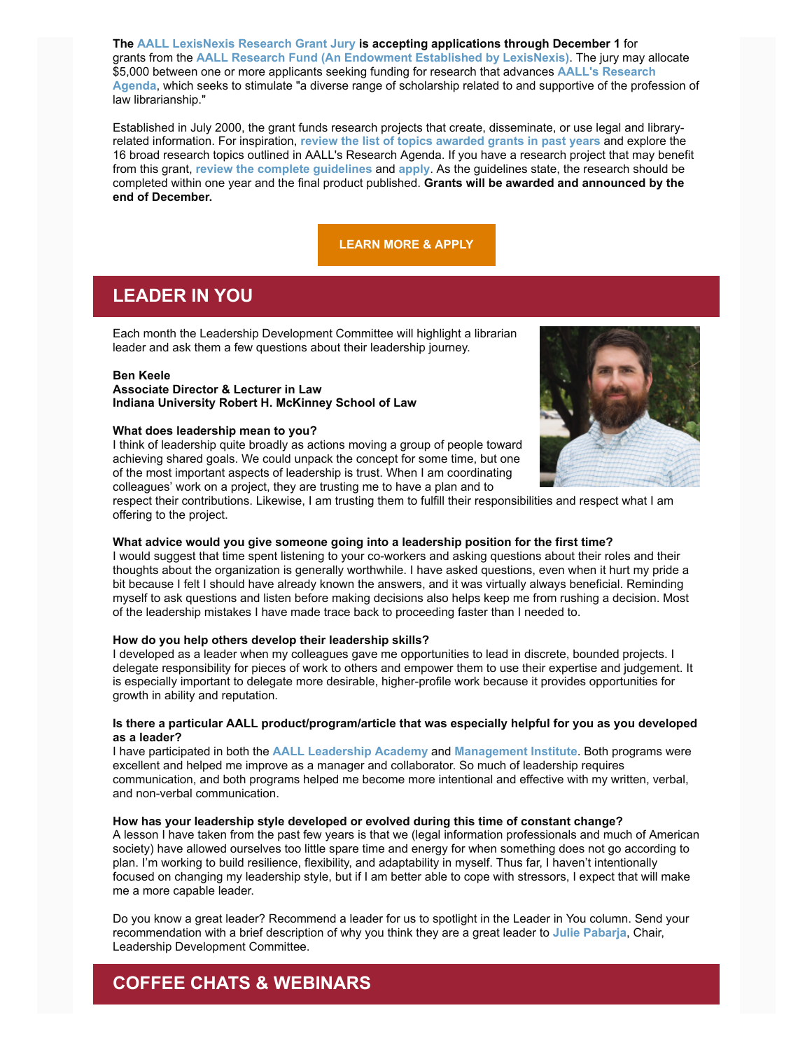**The AALL LexisNexis Research Grant Jury is accepting applications through December 1** for grants from the **AALL Research Fund (An Endowment Established by LexisNexis)**. The jury may allocate $5,000 between one or more applicants seeking funding for research that advances **AALL's Research Agenda**, which seeks to stimulate "a diverse range of scholarship related to and supportive of the profession of law librarianship."

Established in July 2000, the grant funds research projects that create, disseminate, or use legal and library-related information. For inspiration, **review the list of topics awarded grants in past years** and explore the 16 broad research topics outlined in AALL's Research Agenda. If you have a research project that may benefit from this grant, **review the complete guidelines** and **apply**. As the guidelines state, the research should be completed within one year and the final product published. **Grants will be awarded and announced by the end of December.**

**LEARN MORE & APPLY**

## LEADER IN YOU

Each month the Leadership Development Committee will highlight a librarian leader and ask them a few questions about their leadership journey.

**Ben Keele**
**Associate Director & Lecturer in Law**
**Indiana University Robert H. McKinney School of Law**

**What does leadership mean to you?**
I think of leadership quite broadly as actions moving a group of people toward achieving shared goals. We could unpack the concept for some time, but one of the most important aspects of leadership is trust. When I am coordinating colleagues' work on a project, they are trusting me to have a plan and to respect their contributions. Likewise, I am trusting them to fulfill their responsibilities and respect what I am offering to the project.

**What advice would you give someone going into a leadership position for the first time?**
I would suggest that time spent listening to your co-workers and asking questions about their roles and their thoughts about the organization is generally worthwhile. I have asked questions, even when it hurt my pride a bit because I felt I should have already known the answers, and it was virtually always beneficial. Reminding myself to ask questions and listen before making decisions also helps keep me from rushing a decision. Most of the leadership mistakes I have made trace back to proceeding faster than I needed to.

**How do you help others develop their leadership skills?**
I developed as a leader when my colleagues gave me opportunities to lead in discrete, bounded projects. I delegate responsibility for pieces of work to others and empower them to use their expertise and judgement. It is especially important to delegate more desirable, higher-profile work because it provides opportunities for growth in ability and reputation.

**Is there a particular AALL product/program/article that was especially helpful for you as you developed as a leader?**
I have participated in both the **AALL Leadership Academy** and **Management Institute**. Both programs were excellent and helped me improve as a manager and collaborator. So much of leadership requires communication, and both programs helped me become more intentional and effective with my written, verbal, and non-verbal communication.

**How has your leadership style developed or evolved during this time of constant change?**
A lesson I have taken from the past few years is that we (legal information professionals and much of American society) have allowed ourselves too little spare time and energy for when something does not go according to plan. I'm working to build resilience, flexibility, and adaptability in myself. Thus far, I haven't intentionally focused on changing my leadership style, but if I am better able to cope with stressors, I expect that will make me a more capable leader.

Do you know a great leader? Recommend a leader for us to spotlight in the Leader in You column. Send your recommendation with a brief description of why you think they are a great leader to **Julie Pabarja**, Chair, Leadership Development Committee.

## COFFEE CHATS & WEBINARS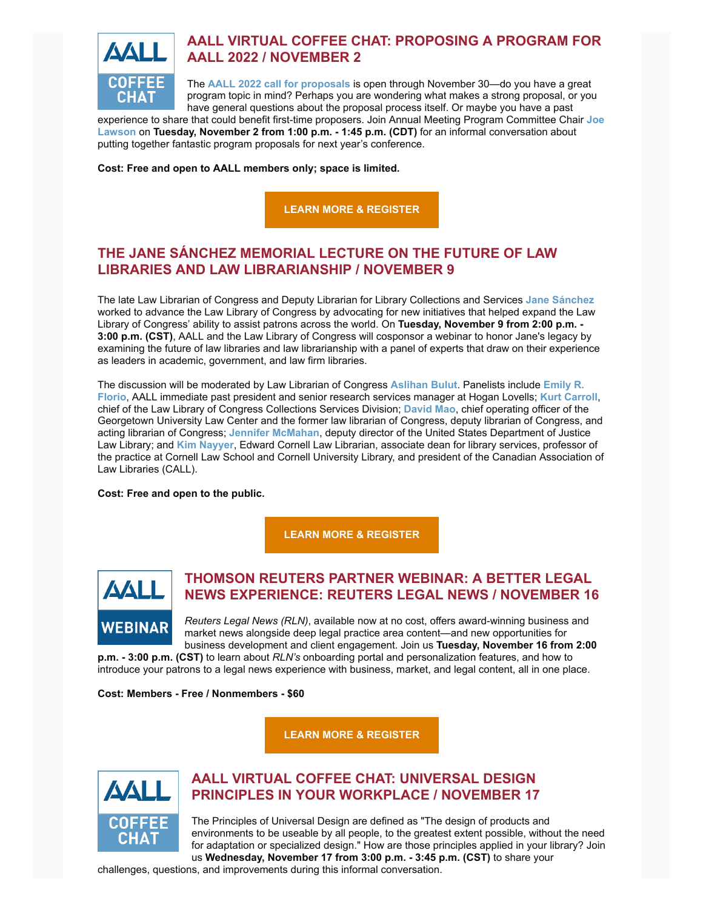## AALL VIRTUAL COFFEE CHAT: PROPOSING A PROGRAM FOR AALL 2022 / NOVEMBER 2

The **AALL 2022 call for proposals** is open through November 30—do you have a great program topic in mind? Perhaps you are wondering what makes a strong proposal, or you have general questions about the proposal process itself. Or maybe you have a past experience to share that could benefit first-time proposers. Join Annual Meeting Program Committee Chair **Joe Lawson** on **Tuesday, November 2 from 1:00 p.m. - 1:45 p.m. (CDT)** for an informal conversation about putting together fantastic program proposals for next year's conference.

**Cost: Free and open to AALL members only; space is limited.**

**LEARN MORE & REGISTER**

## THE JANE SÁNCHEZ MEMORIAL LECTURE ON THE FUTURE OF LAW LIBRARIES AND LAW LIBRARIANSHIP / NOVEMBER 9

The late Law Librarian of Congress and Deputy Librarian for Library Collections and Services **Jane Sánchez** worked to advance the Law Library of Congress by advocating for new initiatives that helped expand the Law Library of Congress' ability to assist patrons across the world. On **Tuesday, November 9 from 2:00 p.m. - 3:00 p.m. (CST)**, AALL and the Law Library of Congress will cosponsor a webinar to honor Jane's legacy by examining the future of law libraries and law librarianship with a panel of experts that draw on their experience as leaders in academic, government, and law firm libraries.

The discussion will be moderated by Law Librarian of Congress **Aslihan Bulut**. Panelists include **Emily R. Florio**, AALL immediate past president and senior research services manager at Hogan Lovells; **Kurt Carroll**, chief of the Law Library of Congress Collections Services Division; **David Mao**, chief operating officer of the Georgetown University Law Center and the former law librarian of Congress, deputy librarian of Congress, and acting librarian of Congress; **Jennifer McMahan**, deputy director of the United States Department of Justice Law Library; and **Kim Nayyer**, Edward Cornell Law Librarian, associate dean for library services, professor of the practice at Cornell Law School and Cornell University Library, and president of the Canadian Association of Law Libraries (CALL).

**Cost: Free and open to the public.**

**LEARN MORE & REGISTER**

## THOMSON REUTERS PARTNER WEBINAR: A BETTER LEGAL NEWS EXPERIENCE: REUTERS LEGAL NEWS / NOVEMBER 16

*Reuters Legal News (RLN)*, available now at no cost, offers award-winning business and market news alongside deep legal practice area content—and new opportunities for business development and client engagement. Join us **Tuesday, November 16 from 2:00 p.m. - 3:00 p.m. (CST)** to learn about *RLN's* onboarding portal and personalization features, and how to introduce your patrons to a legal news experience with business, market, and legal content, all in one place.

**Cost: Members - Free / Nonmembers - $60**

**LEARN MORE & REGISTER**

## AALL VIRTUAL COFFEE CHAT: UNIVERSAL DESIGN PRINCIPLES IN YOUR WORKPLACE / NOVEMBER 17

The Principles of Universal Design are defined as "The design of products and environments to be useable by all people, to the greatest extent possible, without the need for adaptation or specialized design." How are those principles applied in your library? Join us **Wednesday, November 17 from 3:00 p.m. - 3:45 p.m. (CST)** to share your challenges, questions, and improvements during this informal conversation.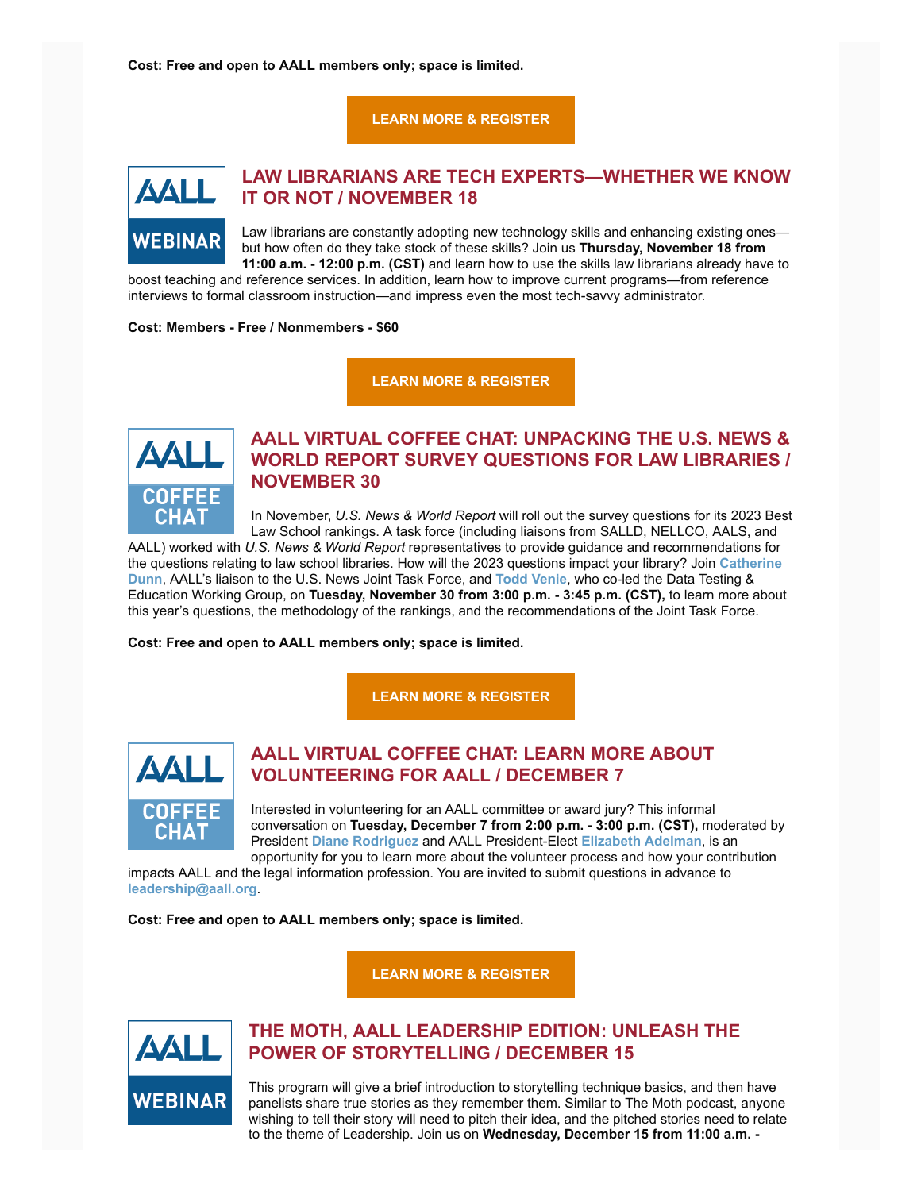**Cost: Free and open to AALL members only; space is limited.**

**LEARN MORE & REGISTER**

## LAW LIBRARIANS ARE TECH EXPERTS—WHETHER WE KNOW IT OR NOT / NOVEMBER 18

Law librarians are constantly adopting new technology skills and enhancing existing ones—but how often do they take stock of these skills? Join us **Thursday, November 18 from 11:00 a.m. - 12:00 p.m. (CST)** and learn how to use the skills law librarians already have to boost teaching and reference services. In addition, learn how to improve current programs—from reference interviews to formal classroom instruction—and impress even the most tech-savvy administrator.

**Cost: Members - Free / Nonmembers - $60**

**LEARN MORE & REGISTER**

## AALL VIRTUAL COFFEE CHAT: UNPACKING THE U.S. NEWS & WORLD REPORT SURVEY QUESTIONS FOR LAW LIBRARIES / NOVEMBER 30

In November, *U.S. News & World Report* will roll out the survey questions for its 2023 Best Law School rankings. A task force (including liaisons from SALLD, NELLCO, AALS, and AALL) worked with *U.S. News & World Report* representatives to provide guidance and recommendations for the questions relating to law school libraries. How will the 2023 questions impact your library? Join **Catherine Dunn**, AALL's liaison to the U.S. News Joint Task Force, and **Todd Venie**, who co-led the Data Testing & Education Working Group, on **Tuesday, November 30 from 3:00 p.m. - 3:45 p.m. (CST),** to learn more about this year's questions, the methodology of the rankings, and the recommendations of the Joint Task Force.

**Cost: Free and open to AALL members only; space is limited.**

**LEARN MORE & REGISTER**

## AALL VIRTUAL COFFEE CHAT: LEARN MORE ABOUT VOLUNTEERING FOR AALL / DECEMBER 7

Interested in volunteering for an AALL committee or award jury? This informal conversation on **Tuesday, December 7 from 2:00 p.m. - 3:00 p.m. (CST),** moderated by President **Diane Rodriguez** and AALL President-Elect **Elizabeth Adelman**, is an opportunity for you to learn more about the volunteer process and how your contribution impacts AALL and the legal information profession. You are invited to submit questions in advance to **leadership@aall.org**.

**Cost: Free and open to AALL members only; space is limited.**

**LEARN MORE & REGISTER**

## THE MOTH, AALL LEADERSHIP EDITION: UNLEASH THE POWER OF STORYTELLING / DECEMBER 15

This program will give a brief introduction to storytelling technique basics, and then have panelists share true stories as they remember them. Similar to The Moth podcast, anyone wishing to tell their story will need to pitch their idea, and the pitched stories need to relate to the theme of Leadership. Join us on **Wednesday, December 15 from 11:00 a.m. -**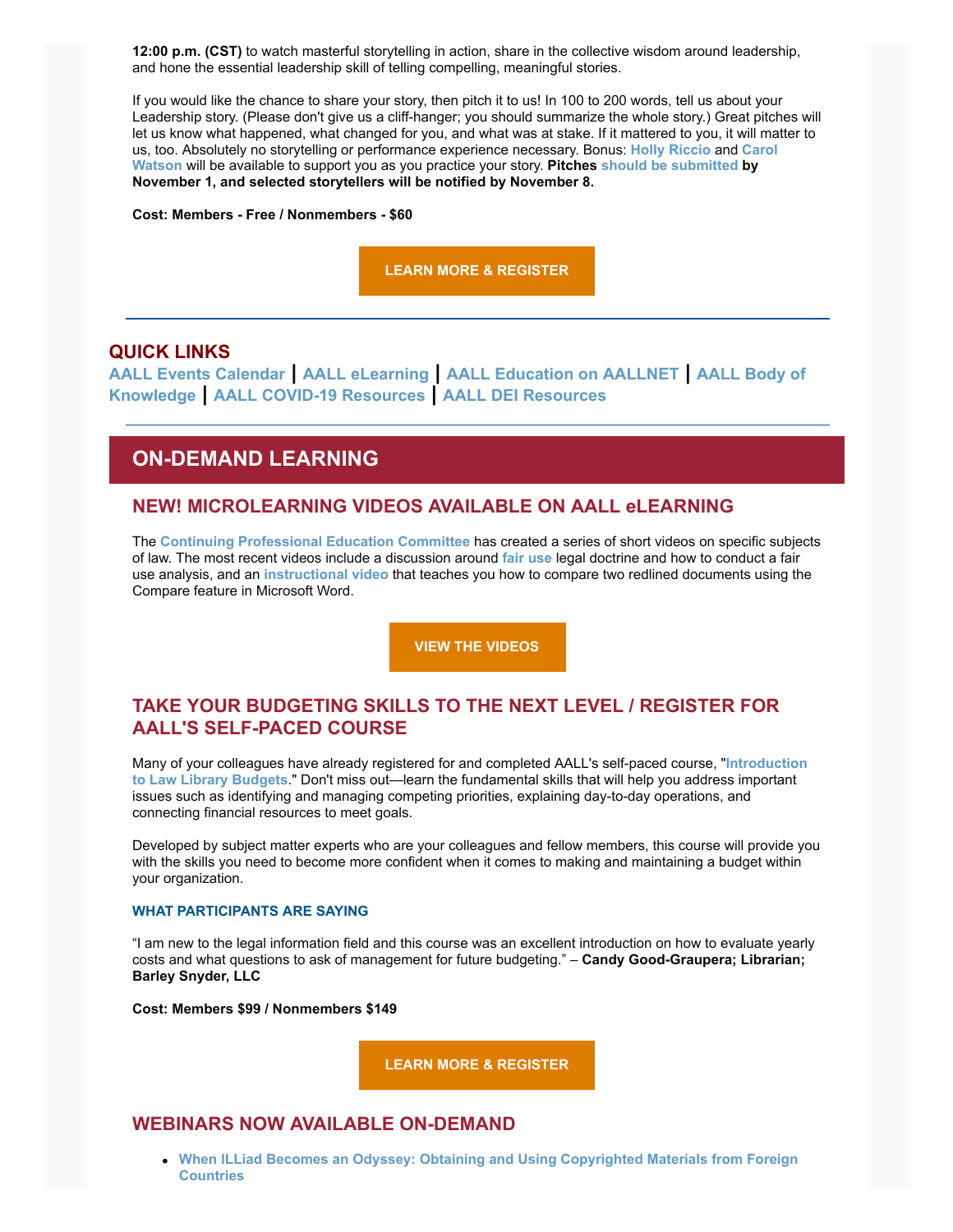**12:00 p.m. (CST)** to watch masterful storytelling in action, share in the collective wisdom around leadership, and hone the essential leadership skill of telling compelling, meaningful stories.

If you would like the chance to share your story, then pitch it to us! In 100 to 200 words, tell us about your Leadership story. (Please don't give us a cliff-hanger; you should summarize the whole story.) Great pitches will let us know what happened, what changed for you, and what was at stake. If it mattered to you, it will matter to us, too. Absolutely no storytelling or performance experience necessary. Bonus: **Holly Riccio** and **Carol Watson** will be available to support you as you practice your story. **Pitches should be submitted by November 1, and selected storytellers will be notified by November 8.**

**Cost: Members - Free / Nonmembers - $60**

**LEARN MORE & REGISTER**

---

## QUICK LINKS

**AALL Events Calendar | AALL eLearning | AALL Education on AALLNET | AALL Body of Knowledge | AALL COVID-19 Resources | AALL DEI Resources**

---

## ON-DEMAND LEARNING

### NEW! MICROLEARNING VIDEOS AVAILABLE ON AALL eLEARNING

The **Continuing Professional Education Committee** has created a series of short videos on specific subjects of law. The most recent videos include a discussion around **fair use** legal doctrine and how to conduct a fair use analysis, and an **instructional video** that teaches you how to compare two redlined documents using the Compare feature in Microsoft Word.

**VIEW THE VIDEOS**

### TAKE YOUR BUDGETING SKILLS TO THE NEXT LEVEL / REGISTER FOR AALL'S SELF-PACED COURSE

Many of your colleagues have already registered for and completed AALL's self-paced course, "**Introduction to Law Library Budgets**." Don't miss out—learn the fundamental skills that will help you address important issues such as identifying and managing competing priorities, explaining day-to-day operations, and connecting financial resources to meet goals.

Developed by subject matter experts who are your colleagues and fellow members, this course will provide you with the skills you need to become more confident when it comes to making and maintaining a budget within your organization.

#### WHAT PARTICIPANTS ARE SAYING

"I am new to the legal information field and this course was an excellent introduction on how to evaluate yearly costs and what questions to ask of management for future budgeting." – **Candy Good-Graupera; Librarian; Barley Snyder, LLC**

**Cost: Members $99 / Nonmembers $149**

**LEARN MORE & REGISTER**

### WEBINARS NOW AVAILABLE ON-DEMAND

- **When ILLiad Becomes an Odyssey: Obtaining and Using Copyrighted Materials from Foreign Countries**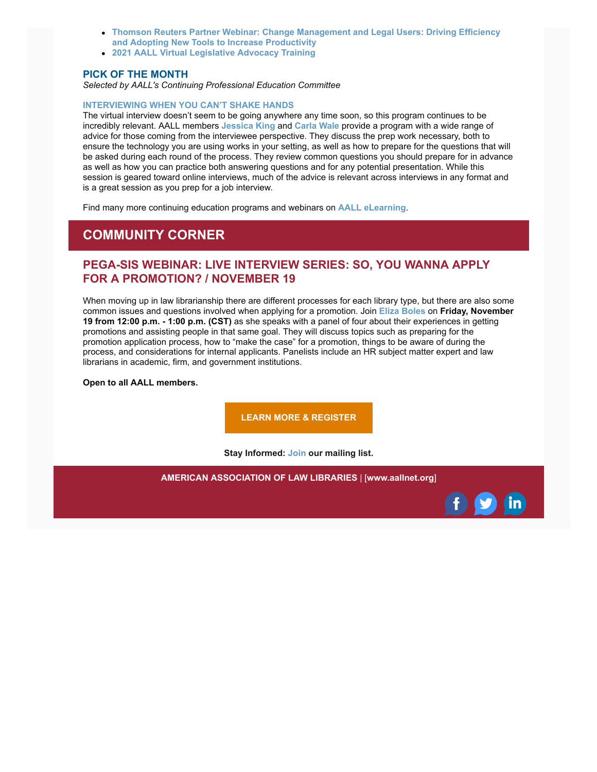- **Thomson Reuters Partner Webinar: Change Management and Legal Users: Driving Efficiency and Adopting New Tools to Increase Productivity**
- **2021 AALL Virtual Legislative Advocacy Training**

### PICK OF THE MONTH

*Selected by AALL's Continuing Professional Education Committee*

**INTERVIEWING WHEN YOU CAN'T SHAKE HANDS**

The virtual interview doesn't seem to be going anywhere any time soon, so this program continues to be incredibly relevant. AALL members **Jessica King** and **Carla Wale** provide a program with a wide range of advice for those coming from the interviewee perspective. They discuss the prep work necessary, both to ensure the technology you are using works in your setting, as well as how to prepare for the questions that will be asked during each round of the process. They review common questions you should prepare for in advance as well as how you can practice both answering questions and for any potential presentation. While this session is geared toward online interviews, much of the advice is relevant across interviews in any format and is a great session as you prep for a job interview.

Find many more continuing education programs and webinars on **AALL eLearning**.

## COMMUNITY CORNER

### PEGA-SIS WEBINAR: LIVE INTERVIEW SERIES: SO, YOU WANNA APPLY FOR A PROMOTION? / NOVEMBER 19

When moving up in law librarianship there are different processes for each library type, but there are also some common issues and questions involved when applying for a promotion. Join **Eliza Boles** on **Friday, November 19 from 12:00 p.m. - 1:00 p.m. (CST)** as she speaks with a panel of four about their experiences in getting promotions and assisting people in that same goal. They will discuss topics such as preparing for the promotion application process, how to "make the case" for a promotion, things to be aware of during the process, and considerations for internal applicants. Panelists include an HR subject matter expert and law librarians in academic, firm, and government institutions.

**Open to all AALL members.**

**LEARN MORE & REGISTER**

**Stay Informed: Join our mailing list.**

**AMERICAN ASSOCIATION OF LAW LIBRARIES** | [**www.aallnet.org**]